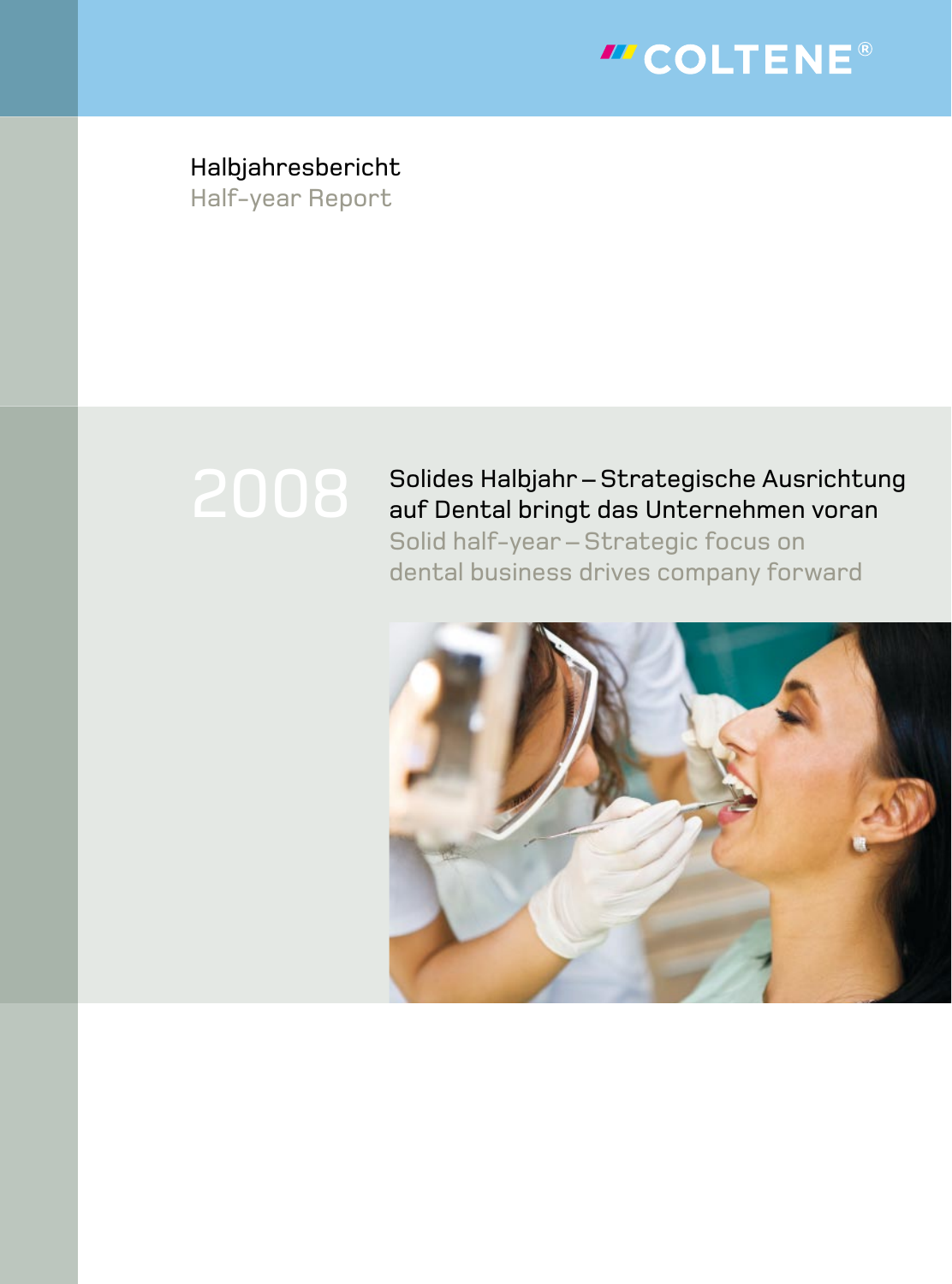COLTENE®

# Halbjahresbericht
Half-year Report

# 2008

## Solides Halbjahr – Strategische Ausrichtung auf Dental bringt das Unternehmen voran

Solid half-year – Strategic focus on dental business drives company forward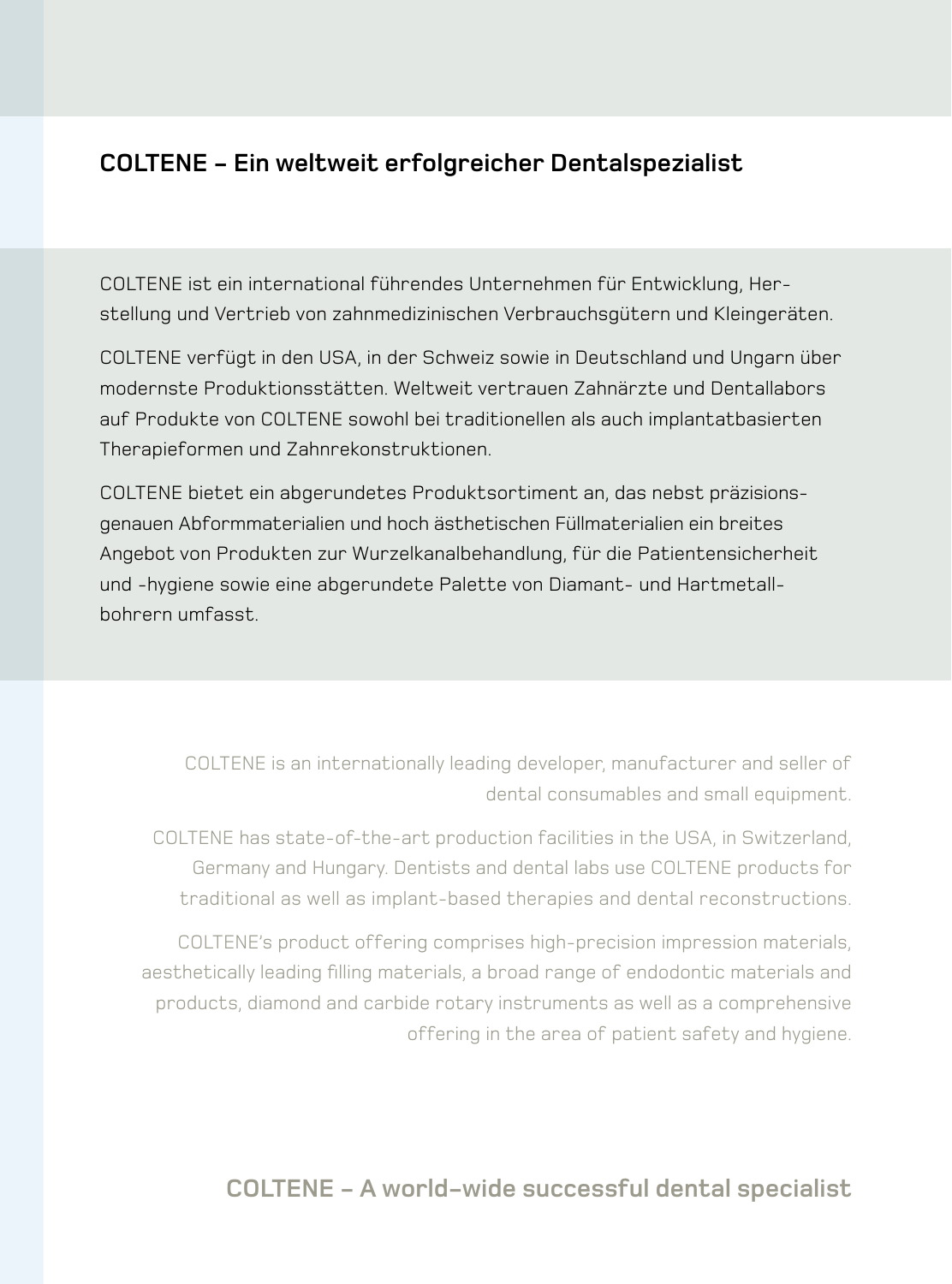## COLTENE – Ein weltweit erfolgreicher Dentalspezialist

COLTENE ist ein international führendes Unternehmen für Entwicklung, Herstellung und Vertrieb von zahnmedizinischen Verbrauchsgütern und Kleingeräten.

COLTENE verfügt in den USA, in der Schweiz sowie in Deutschland und Ungarn über modernste Produktionsstätten. Weltweit vertrauen Zahnärzte und Dentallabors auf Produkte von COLTENE sowohl bei traditionellen als auch implantatbasierten Therapieformen und Zahnrekonstruktionen.

COLTENE bietet ein abgerundetes Produktsortiment an, das nebst präzisionsgenauen Abformmaterialien und hoch ästhetischen Füllmaterialien ein breites Angebot von Produkten zur Wurzelkanalbehandlung, für die Patientensicherheit und -hygiene sowie eine abgerundete Palette von Diamant- und Hartmetallbohrern umfasst.

COLTENE is an internationally leading developer, manufacturer and seller of dental consumables and small equipment.

COLTENE has state-of-the-art production facilities in the USA, in Switzerland, Germany and Hungary. Dentists and dental labs use COLTENE products for traditional as well as implant-based therapies and dental reconstructions.

COLTENE's product offering comprises high-precision impression materials, aesthetically leading filling materials, a broad range of endodontic materials and products, diamond and carbide rotary instruments as well as a comprehensive offering in the area of patient safety and hygiene.

## COLTENE – A world-wide successful dental specialist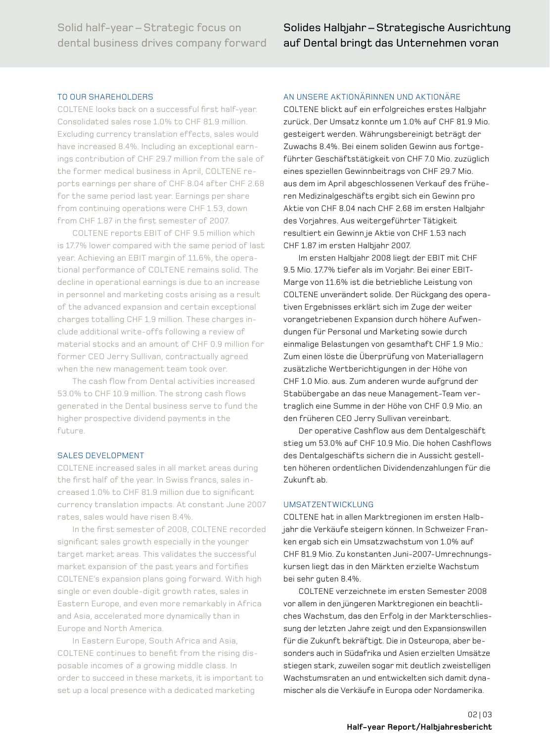## Solid half-year – Strategic focus on dental business drives company forward

### TO OUR SHAREHOLDERS

COLTENE looks back on a successful first half-year. Consolidated sales rose 1.0% to CHF 81.9 million. Excluding currency translation effects, sales would have increased 8.4%. Including an exceptional earnings contribution of CHF 29.7 million from the sale of the former medical business in April, COLTENE reports earnings per share of CHF 8.04 after CHF 2.68 for the same period last year. Earnings per share from continuing operations were CHF 1.53, down from CHF 1.87 in the first semester of 2007.

COLTENE reports EBIT of CHF 9.5 million which is 17.7% lower compared with the same period of last year. Achieving an EBIT margin of 11.6%, the operational performance of COLTENE remains solid. The decline in operational earnings is due to an increase in personnel and marketing costs arising as a result of the advanced expansion and certain exceptional charges totalling CHF 1.9 million. These charges include additional write-offs following a review of material stocks and an amount of CHF 0.9 million for former CEO Jerry Sullivan, contractually agreed when the new management team took over.

The cash flow from Dental activities increased 53.0% to CHF 10.9 million. The strong cash flows generated in the Dental business serve to fund the higher prospective dividend payments in the future.

### SALES DEVELOPMENT

COLTENE increased sales in all market areas during the first half of the year. In Swiss francs, sales increased 1.0% to CHF 81.9 million due to significant currency translation impacts. At constant June 2007 rates, sales would have risen 8.4%.

In the first semester of 2008, COLTENE recorded significant sales growth especially in the younger target market areas. This validates the successful market expansion of the past years and fortifies COLTENE's expansion plans going forward. With high single or even double-digit growth rates, sales in Eastern Europe, and even more remarkably in Africa and Asia, accelerated more dynamically than in Europe and North America.

In Eastern Europe, South Africa and Asia, COLTENE continues to benefit from the rising disposable incomes of a growing middle class. In order to succeed in these markets, it is important to set up a local presence with a dedicated marketing

## Solides Halbjahr – Strategische Ausrichtung auf Dental bringt das Unternehmen voran

### AN UNSERE AKTIONÄRINNEN UND AKTIONÄRE

COLTENE blickt auf ein erfolgreiches erstes Halbjahr zurück. Der Umsatz konnte um 1.0% auf CHF 81.9 Mio. gesteigert werden. Währungsbereinigt beträgt der Zuwachs 8.4%. Bei einem soliden Gewinn aus fortgeführter Geschäftstätigkeit von CHF 7.0 Mio. zuzüglich eines speziellen Gewinnbeitrags von CHF 29.7 Mio. aus dem im April abgeschlossenen Verkauf des früheren Medizinalgeschäfts ergibt sich ein Gewinn pro Aktie von CHF 8.04 nach CHF 2.68 im ersten Halbjahr des Vorjahres. Aus weitergeführter Tätigkeit resultiert ein Gewinn je Aktie von CHF 1.53 nach CHF 1.87 im ersten Halbjahr 2007.

Im ersten Halbjahr 2008 liegt der EBIT mit CHF 9.5 Mio. 17.7% tiefer als im Vorjahr. Bei einer EBIT-Marge von 11.6% ist die betriebliche Leistung von COLTENE unverändert solide. Der Rückgang des operativen Ergebnisses erklärt sich im Zuge der weiter vorangetriebenen Expansion durch höhere Aufwendungen für Personal und Marketing sowie durch einmalige Belastungen von gesamthaft CHF 1.9 Mio.: Zum einen löste die Überprüfung von Materiallagern zusätzliche Wertberichtigungen in der Höhe von CHF 1.0 Mio. aus. Zum anderen wurde aufgrund der Stabübergabe an das neue Management-Team vertraglich eine Summe in der Höhe von CHF 0.9 Mio. an den früheren CEO Jerry Sullivan vereinbart.

Der operative Cashflow aus dem Dentalgeschäft stieg um 53.0% auf CHF 10.9 Mio. Die hohen Cashflows des Dentalgeschäfts sichern die in Aussicht gestellten höheren ordentlichen Dividendenzahlungen für die Zukunft ab.

### UMSATZENTWICKLUNG

COLTENE hat in allen Marktregionen im ersten Halbjahr die Verkäufe steigern können. In Schweizer Franken ergab sich ein Umsatzwachstum von 1.0% auf CHF 81.9 Mio. Zu konstanten Juni-2007-Umrechnungskursen liegt das in den Märkten erzielte Wachstum bei sehr guten 8.4%.

COLTENE verzeichnete im ersten Semester 2008 vor allem in den jüngeren Marktregionen ein beachtliches Wachstum, das den Erfolg in der Markterschliessung der letzten Jahre zeigt und den Expansionswillen für die Zukunft bekräftigt. Die in Osteuropa, aber besonders auch in Südafrika und Asien erzielten Umsätze stiegen stark, zuweilen sogar mit deutlich zweistelligen Wachstumsraten an und entwickelten sich damit dynamischer als die Verkäufe in Europa oder Nordamerika.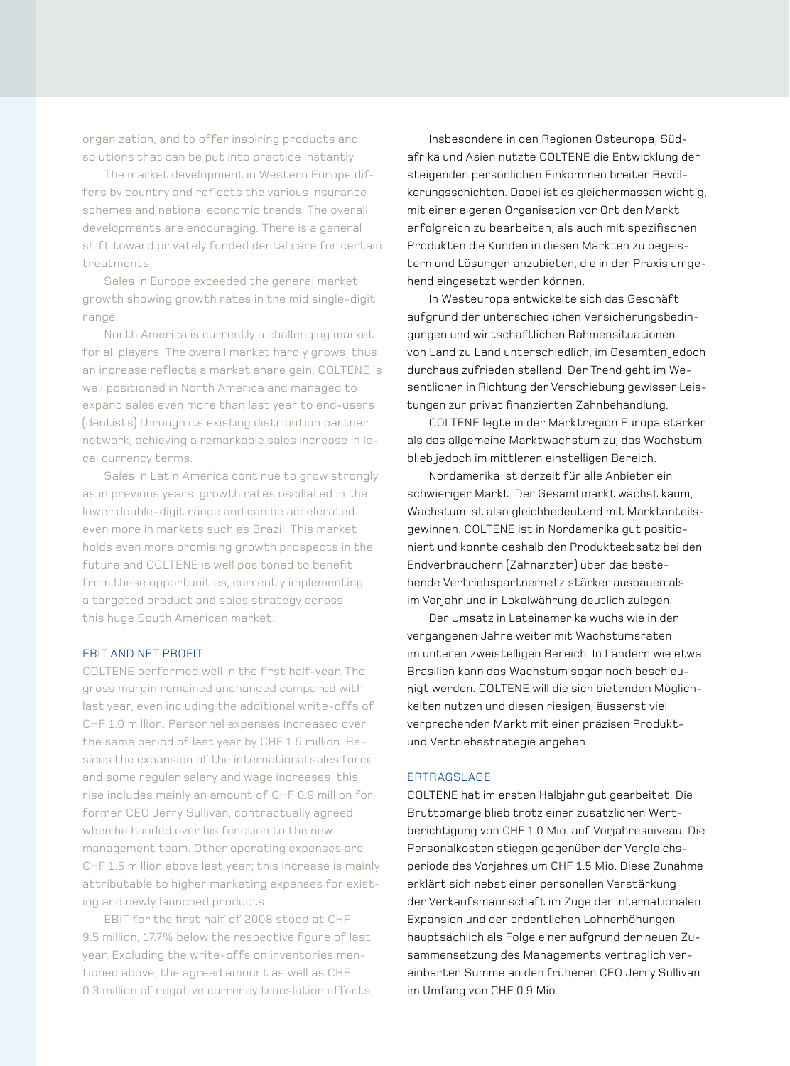organization, and to offer inspiring products and solutions that can be put into practice instantly.

The market development in Western Europe differs by country and reflects the various insurance schemes and national economic trends. The overall developments are encouraging. There is a general shift toward privately funded dental care for certain treatments.

Sales in Europe exceeded the general market growth showing growth rates in the mid single-digit range.

North America is currently a challenging market for all players. The overall market hardly grows; thus an increase reflects a market share gain. COLTENE is well positioned in North America and managed to expand sales even more than last year to end-users (dentists) through its existing distribution partner network, achieving a remarkable sales increase in local currency terms.

Sales in Latin America continue to grow strongly as in previous years: growth rates oscillated in the lower double-digit range and can be accelerated even more in markets such as Brazil. This market holds even more promising growth prospects in the future and COLTENE is well positoned to benefit from these opportunities, currently implementing a targeted product and sales strategy across this huge South American market.

## EBIT AND NET PROFIT

COLTENE performed well in the first half-year. The gross margin remained unchanged compared with last year, even including the additional write-offs of CHF 1.0 million. Personnel expenses increased over the same period of last year by CHF 1.5 million. Besides the expansion of the international sales force and some regular salary and wage increases, this rise includes mainly an amount of CHF 0.9 million for former CEO Jerry Sullivan, contractually agreed when he handed over his function to the new management team. Other operating expenses are CHF 1.5 million above last year; this increase is mainly attributable to higher marketing expenses for existing and newly launched products.

EBIT for the first half of 2008 stood at CHF 9.5 million, 17.7% below the respective figure of last year. Excluding the write-offs on inventories mentioned above, the agreed amount as well as CHF 0.3 million of negative currency translation effects,

Insbesondere in den Regionen Osteuropa, Südafrika und Asien nutzte COLTENE die Entwicklung der steigenden persönlichen Einkommen breiter Bevölkerungsschichten. Dabei ist es gleichermassen wichtig, mit einer eigenen Organisation vor Ort den Markt erfolgreich zu bearbeiten, als auch mit spezifischen Produkten die Kunden in diesen Märkten zu begeistern und Lösungen anzubieten, die in der Praxis umgehend eingesetzt werden können.

In Westeuropa entwickelte sich das Geschäft aufgrund der unterschiedlichen Versicherungsbedingungen und wirtschaftlichen Rahmensituationen von Land zu Land unterschiedlich, im Gesamten jedoch durchaus zufrieden stellend. Der Trend geht im Wesentlichen in Richtung der Verschiebung gewisser Leistungen zur privat finanzierten Zahnbehandlung.

COLTENE legte in der Marktregion Europa stärker als das allgemeine Marktwachstum zu; das Wachstum blieb jedoch im mittleren einstelligen Bereich.

Nordamerika ist derzeit für alle Anbieter ein schwieriger Markt. Der Gesamtmarkt wächst kaum, Wachstum ist also gleichbedeutend mit Marktanteilsgewinnen. COLTENE ist in Nordamerika gut positioniert und konnte deshalb den Produkteabsatz bei den Endverbrauchern (Zahnärzten) über das bestehende Vertriebspartnernetz stärker ausbauen als im Vorjahr und in Lokalwährung deutlich zulegen.

Der Umsatz in Lateinamerika wuchs wie in den vergangenen Jahre weiter mit Wachstumsraten im unteren zweistelligen Bereich. In Ländern wie etwa Brasilien kann das Wachstum sogar noch beschleunigt werden. COLTENE will die sich bietenden Möglichkeiten nutzen und diesen riesigen, äusserst viel verprechenden Markt mit einer präzisen Produkt- und Vertriebsstrategie angehen.

## ERTRAGSLAGE

COLTENE hat im ersten Halbjahr gut gearbeitet. Die Bruttomarge blieb trotz einer zusätzlichen Wertberichtigung von CHF 1.0 Mio. auf Vorjahresniveau. Die Personalkosten stiegen gegenüber der Vergleichsperiode des Vorjahres um CHF 1.5 Mio. Diese Zunahme erklärt sich nebst einer personellen Verstärkung der Verkaufsmannschaft im Zuge der internationalen Expansion und der ordentlichen Lohnerhöhungen hauptsächlich als Folge einer aufgrund der neuen Zusammensetzung des Managements vertraglich vereinbarten Summe an den früheren CEO Jerry Sullivan im Umfang von CHF 0.9 Mio.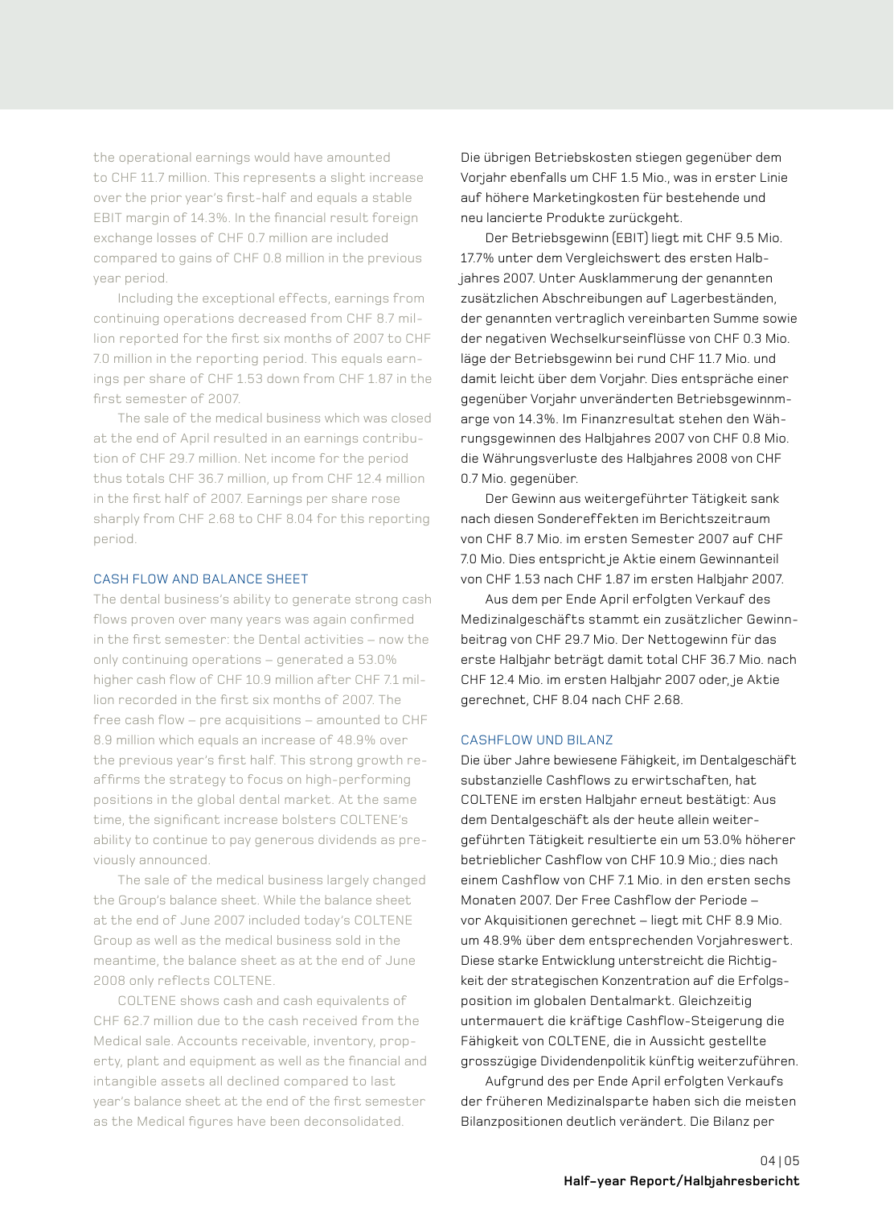the operational earnings would have amounted to CHF 11.7 million. This represents a slight increase over the prior year's first-half and equals a stable EBIT margin of 14.3%. In the financial result foreign exchange losses of CHF 0.7 million are included compared to gains of CHF 0.8 million in the previous year period.

Including the exceptional effects, earnings from continuing operations decreased from CHF 8.7 million reported for the first six months of 2007 to CHF 7.0 million in the reporting period. This equals earnings per share of CHF 1.53 down from CHF 1.87 in the first semester of 2007.

The sale of the medical business which was closed at the end of April resulted in an earnings contribution of CHF 29.7 million. Net income for the period thus totals CHF 36.7 million, up from CHF 12.4 million in the first half of 2007. Earnings per share rose sharply from CHF 2.68 to CHF 8.04 for this reporting period.

## CASH FLOW AND BALANCE SHEET

The dental business's ability to generate strong cash flows proven over many years was again confirmed in the first semester: the Dental activities – now the only continuing operations – generated a 53.0% higher cash flow of CHF 10.9 million after CHF 7.1 million recorded in the first six months of 2007. The free cash flow – pre acquisitions – amounted to CHF 8.9 million which equals an increase of 48.9% over the previous year's first half. This strong growth reaffirms the strategy to focus on high-performing positions in the global dental market. At the same time, the significant increase bolsters COLTENE's ability to continue to pay generous dividends as previously announced.

The sale of the medical business largely changed the Group's balance sheet. While the balance sheet at the end of June 2007 included today's COLTENE Group as well as the medical business sold in the meantime, the balance sheet as at the end of June 2008 only reflects COLTENE.

COLTENE shows cash and cash equivalents of CHF 62.7 million due to the cash received from the Medical sale. Accounts receivable, inventory, property, plant and equipment as well as the financial and intangible assets all declined compared to last year's balance sheet at the end of the first semester as the Medical figures have been deconsolidated.

Die übrigen Betriebskosten stiegen gegenüber dem Vorjahr ebenfalls um CHF 1.5 Mio., was in erster Linie auf höhere Marketingkosten für bestehende und neu lancierte Produkte zurückgeht.

Der Betriebsgewinn (EBIT) liegt mit CHF 9.5 Mio. 17.7% unter dem Vergleichswert des ersten Halbjahres 2007. Unter Ausklammerung der genannten zusätzlichen Abschreibungen auf Lagerbeständen, der genannten vertraglich vereinbarten Summe sowie der negativen Wechselkurseinflüsse von CHF 0.3 Mio. läge der Betriebsgewinn bei rund CHF 11.7 Mio. und damit leicht über dem Vorjahr. Dies entspräche einer gegenüber Vorjahr unveränderten Betriebsgewinnmarge von 14.3%. Im Finanzresultat stehen den Währungsgewinnen des Halbjahres 2007 von CHF 0.8 Mio. die Währungsverluste des Halbjahres 2008 von CHF 0.7 Mio. gegenüber.

Der Gewinn aus weitergeführter Tätigkeit sank nach diesen Sondereffekten im Berichtszeitraum von CHF 8.7 Mio. im ersten Semester 2007 auf CHF 7.0 Mio. Dies entspricht je Aktie einem Gewinnanteil von CHF 1.53 nach CHF 1.87 im ersten Halbjahr 2007.

Aus dem per Ende April erfolgten Verkauf des Medizinalgeschäfts stammt ein zusätzlicher Gewinnbeitrag von CHF 29.7 Mio. Der Nettogewinn für das erste Halbjahr beträgt damit total CHF 36.7 Mio. nach CHF 12.4 Mio. im ersten Halbjahr 2007 oder, je Aktie gerechnet, CHF 8.04 nach CHF 2.68.

## CASHFLOW UND BILANZ

Die über Jahre bewiesene Fähigkeit, im Dentalgeschäft substanzielle Cashflows zu erwirtschaften, hat COLTENE im ersten Halbjahr erneut bestätigt: Aus dem Dentalgeschäft als der heute allein weitergeführten Tätigkeit resultierte ein um 53.0% höherer betrieblicher Cashflow von CHF 10.9 Mio.; dies nach einem Cashflow von CHF 7.1 Mio. in den ersten sechs Monaten 2007. Der Free Cashflow der Periode – vor Akquisitionen gerechnet – liegt mit CHF 8.9 Mio. um 48.9% über dem entsprechenden Vorjahreswert. Diese starke Entwicklung unterstreicht die Richtigkeit der strategischen Konzentration auf die Erfolgsposition im globalen Dentalmarkt. Gleichzeitig untermauert die kräftige Cashflow-Steigerung die Fähigkeit von COLTENE, die in Aussicht gestellte grosszügige Dividendenpolitik künftig weiterzuführen.

Aufgrund des per Ende April erfolgten Verkaufs der früheren Medizinalsparte haben sich die meisten Bilanzpositionen deutlich verändert. Die Bilanz per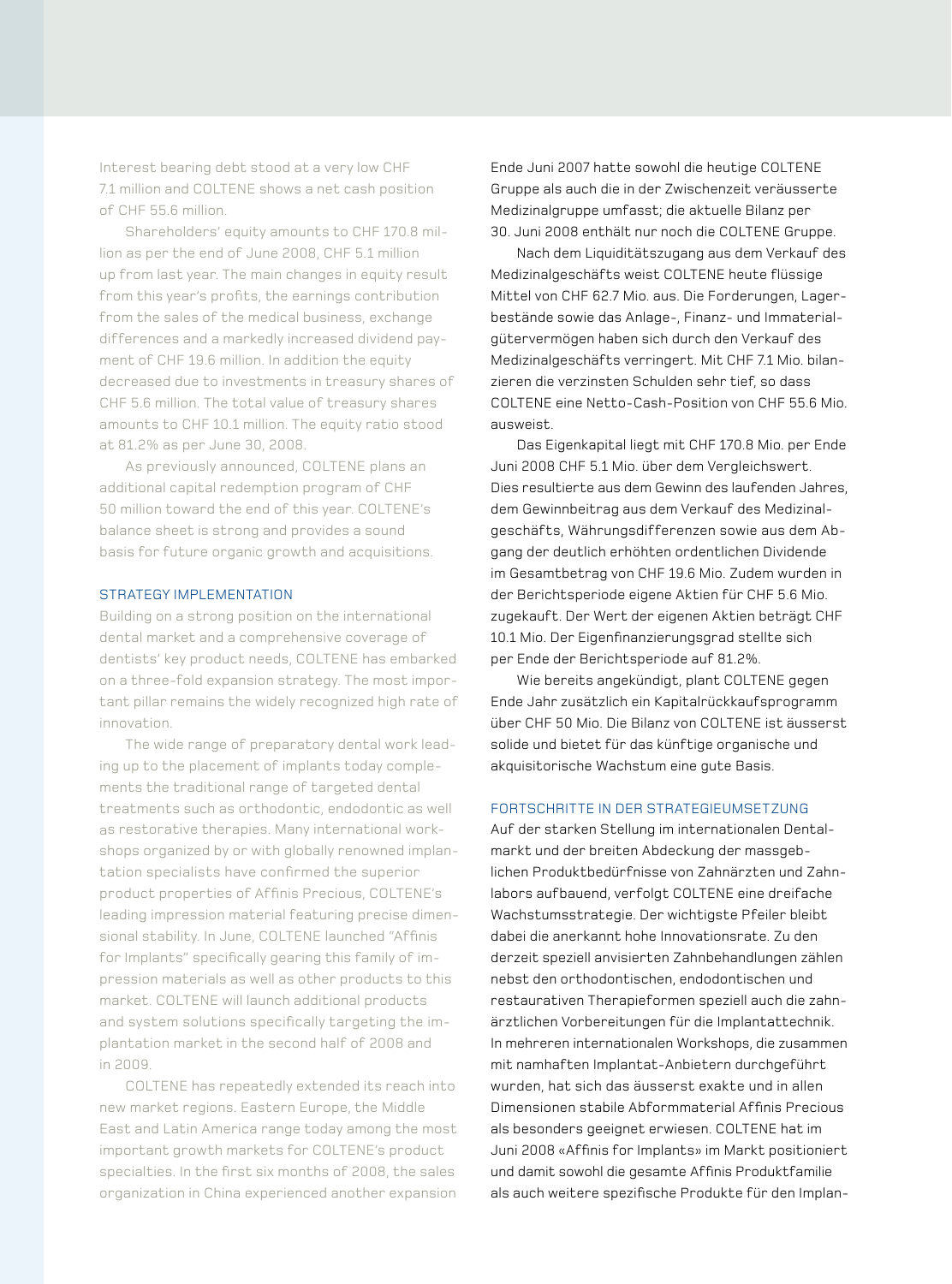Interest bearing debt stood at a very low CHF 7.1 million and COLTENE shows a net cash position of CHF 55.6 million.

Shareholders' equity amounts to CHF 170.8 million as per the end of June 2008, CHF 5.1 million up from last year. The main changes in equity result from this year's profits, the earnings contribution from the sales of the medical business, exchange differences and a markedly increased dividend payment of CHF 19.6 million. In addition the equity decreased due to investments in treasury shares of CHF 5.6 million. The total value of treasury shares amounts to CHF 10.1 million. The equity ratio stood at 81.2% as per June 30, 2008.

As previously announced, COLTENE plans an additional capital redemption program of CHF 50 million toward the end of this year. COLTENE's balance sheet is strong and provides a sound basis for future organic growth and acquisitions.

## STRATEGY IMPLEMENTATION

Building on a strong position on the international dental market and a comprehensive coverage of dentists' key product needs, COLTENE has embarked on a three-fold expansion strategy. The most important pillar remains the widely recognized high rate of innovation.

The wide range of preparatory dental work leading up to the placement of implants today complements the traditional range of targeted dental treatments such as orthodontic, endodontic as well as restorative therapies. Many international workshops organized by or with globally renowned implantation specialists have confirmed the superior product properties of Affinis Precious, COLTENE's leading impression material featuring precise dimensional stability. In June, COLTENE launched "Affinis for Implants" specifically gearing this family of impression materials as well as other products to this market. COLTENE will launch additional products and system solutions specifically targeting the implantation market in the second half of 2008 and in 2009.

COLTENE has repeatedly extended its reach into new market regions. Eastern Europe, the Middle East and Latin America range today among the most important growth markets for COLTENE's product specialties. In the first six months of 2008, the sales organization in China experienced another expansion

Ende Juni 2007 hatte sowohl die heutige COLTENE Gruppe als auch die in der Zwischenzeit veräusserte Medizinalgruppe umfasst; die aktuelle Bilanz per 30. Juni 2008 enthält nur noch die COLTENE Gruppe.

Nach dem Liquiditätszugang aus dem Verkauf des Medizinalgeschäfts weist COLTENE heute flüssige Mittel von CHF 62.7 Mio. aus. Die Forderungen, Lagerbestände sowie das Anlage-, Finanz- und Immaterialgütervermögen haben sich durch den Verkauf des Medizinalgeschäfts verringert. Mit CHF 7.1 Mio. bilanzieren die verzinsten Schulden sehr tief, so dass COLTENE eine Netto-Cash-Position von CHF 55.6 Mio. ausweist.

Das Eigenkapital liegt mit CHF 170.8 Mio. per Ende Juni 2008 CHF 5.1 Mio. über dem Vergleichswert. Dies resultierte aus dem Gewinn des laufenden Jahres, dem Gewinnbeitrag aus dem Verkauf des Medizinalgeschäfts, Währungsdifferenzen sowie aus dem Abgang der deutlich erhöhten ordentlichen Dividende im Gesamtbetrag von CHF 19.6 Mio. Zudem wurden in der Berichtsperiode eigene Aktien für CHF 5.6 Mio. zugekauft. Der Wert der eigenen Aktien beträgt CHF 10.1 Mio. Der Eigenfinanzierungsgrad stellte sich per Ende der Berichtsperiode auf 81.2%.

Wie bereits angekündigt, plant COLTENE gegen Ende Jahr zusätzlich ein Kapitalrückkaufsprogramm über CHF 50 Mio. Die Bilanz von COLTENE ist äusserst solide und bietet für das künftige organische und akquisitorische Wachstum eine gute Basis.

## FORTSCHRITTE IN DER STRATEGIEUMSETZUNG

Auf der starken Stellung im internationalen Dentalmarkt und der breiten Abdeckung der massgeblichen Produktbedürfnisse von Zahnärzten und Zahnlabors aufbauend, verfolgt COLTENE eine dreifache Wachstumsstrategie. Der wichtigste Pfeiler bleibt dabei die anerkannt hohe Innovationsrate. Zu den derzeit speziell anvisierten Zahnbehandlungen zählen nebst den orthodontischen, endodontischen und restaurativen Therapieformen speziell auch die zahnärztlichen Vorbereitungen für die Implantattechnik. In mehreren internationalen Workshops, die zusammen mit namhaften Implantat-Anbietern durchgeführt wurden, hat sich das äusserst exakte und in allen Dimensionen stabile Abformmaterial Affinis Precious als besonders geeignet erwiesen. COLTENE hat im Juni 2008 «Affinis for Implants» im Markt positioniert und damit sowohl die gesamte Affinis Produktfamilie als auch weitere spezifische Produkte für den Implan-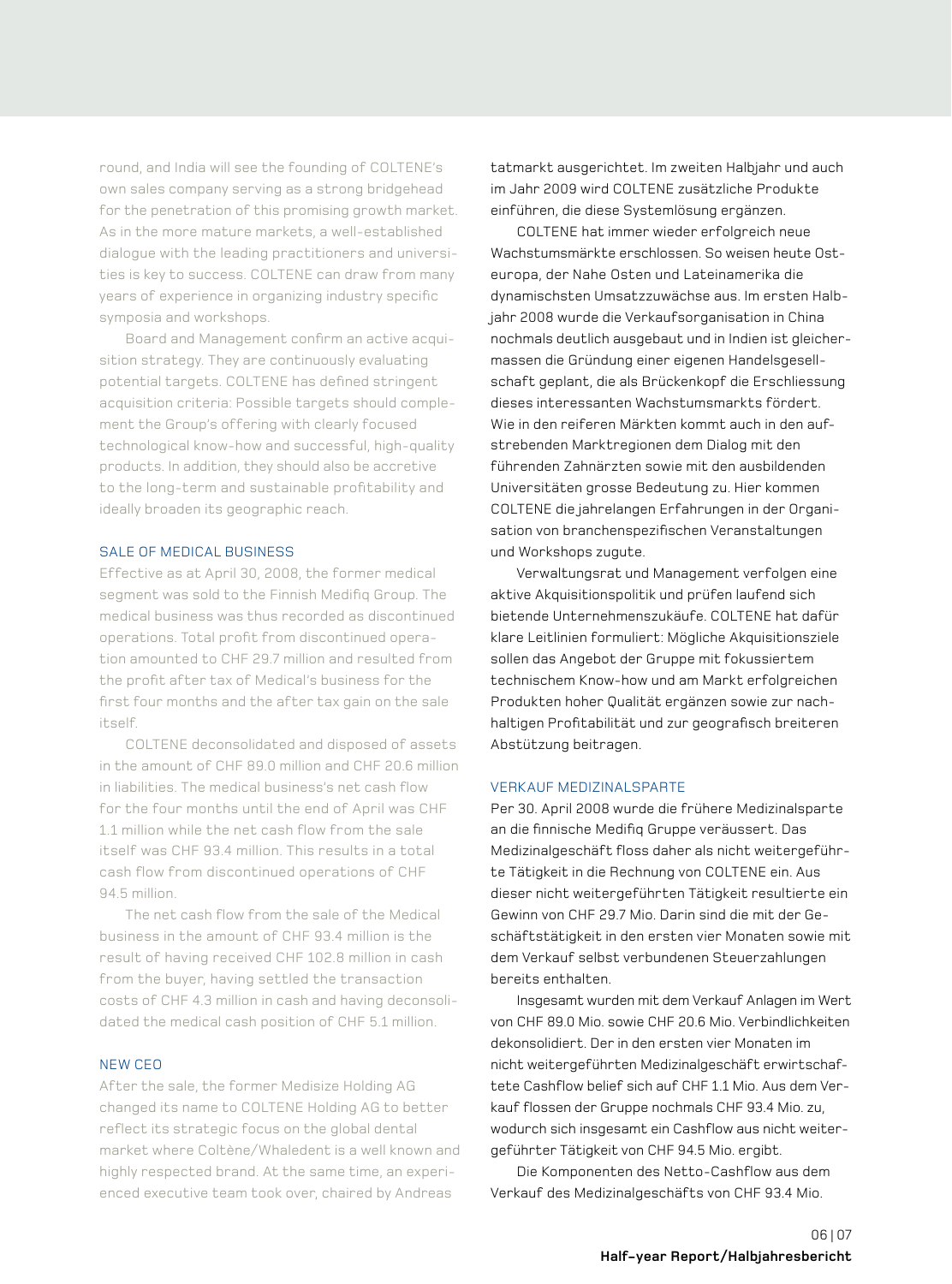round, and India will see the founding of COLTENE's own sales company serving as a strong bridgehead for the penetration of this promising growth market. As in the more mature markets, a well-established dialogue with the leading practitioners and universities is key to success. COLTENE can draw from many years of experience in organizing industry specific symposia and workshops.

Board and Management confirm an active acquisition strategy. They are continuously evaluating potential targets. COLTENE has defined stringent acquisition criteria: Possible targets should complement the Group's offering with clearly focused technological know-how and successful, high-quality products. In addition, they should also be accretive to the long-term and sustainable profitability and ideally broaden its geographic reach.

### SALE OF MEDICAL BUSINESS

Effective as at April 30, 2008, the former medical segment was sold to the Finnish Medifiq Group. The medical business was thus recorded as discontinued operations. Total profit from discontinued operation amounted to CHF 29.7 million and resulted from the profit after tax of Medical's business for the first four months and the after tax gain on the sale itself.

COLTENE deconsolidated and disposed of assets in the amount of CHF 89.0 million and CHF 20.6 million in liabilities. The medical business's net cash flow for the four months until the end of April was CHF 1.1 million while the net cash flow from the sale itself was CHF 93.4 million. This results in a total cash flow from discontinued operations of CHF 94.5 million.

The net cash flow from the sale of the Medical business in the amount of CHF 93.4 million is the result of having received CHF 102.8 million in cash from the buyer, having settled the transaction costs of CHF 4.3 million in cash and having deconsolidated the medical cash position of CHF 5.1 million.

### NEW CEO

After the sale, the former Medisize Holding AG changed its name to COLTENE Holding AG to better reflect its strategic focus on the global dental market where Coltène/Whaledent is a well known and highly respected brand. At the same time, an experienced executive team took over, chaired by Andreas

tatmarkt ausgerichtet. Im zweiten Halbjahr und auch im Jahr 2009 wird COLTENE zusätzliche Produkte einführen, die diese Systemlösung ergänzen.

COLTENE hat immer wieder erfolgreich neue Wachstumsmärkte erschlossen. So weisen heute Osteuropa, der Nahe Osten und Lateinamerika die dynamischsten Umsatzzuwächse aus. Im ersten Halbjahr 2008 wurde die Verkaufsorganisation in China nochmals deutlich ausgebaut und in Indien ist gleichermassen die Gründung einer eigenen Handelsgesellschaft geplant, die als Brückenkopf die Erschliessung dieses interessanten Wachstumsmarkts fördert. Wie in den reiferen Märkten kommt auch in den aufstrebenden Marktregionen dem Dialog mit den führenden Zahnärzten sowie mit den ausbildenden Universitäten grosse Bedeutung zu. Hier kommen COLTENE die jahrelangen Erfahrungen in der Organisation von branchenspezifischen Veranstaltungen und Workshops zugute.

Verwaltungsrat und Management verfolgen eine aktive Akquisitionspolitik und prüfen laufend sich bietende Unternehmenszukäufe. COLTENE hat dafür klare Leitlinien formuliert: Mögliche Akquisitionsziele sollen das Angebot der Gruppe mit fokussiertem technischem Know-how und am Markt erfolgreichen Produkten hoher Qualität ergänzen sowie zur nachhaltigen Profitabilität und zur geografisch breiteren Abstützung beitragen.

### VERKAUF MEDIZINALSPARTE

Per 30. April 2008 wurde die frühere Medizinalsparte an die finnische Medifiq Gruppe veräussert. Das Medizinalgeschäft floss daher als nicht weitergeführte Tätigkeit in die Rechnung von COLTENE ein. Aus dieser nicht weitergeführten Tätigkeit resultierte ein Gewinn von CHF 29.7 Mio. Darin sind die mit der Geschäftstätigkeit in den ersten vier Monaten sowie mit dem Verkauf selbst verbundenen Steuerzahlungen bereits enthalten.

Insgesamt wurden mit dem Verkauf Anlagen im Wert von CHF 89.0 Mio. sowie CHF 20.6 Mio. Verbindlichkeiten dekonsolidiert. Der in den ersten vier Monaten im nicht weitergeführten Medizinalgeschäft erwirtschaftete Cashflow belief sich auf CHF 1.1 Mio. Aus dem Verkauf flossen der Gruppe nochmals CHF 93.4 Mio. zu, wodurch sich insgesamt ein Cashflow aus nicht weitergeführter Tätigkeit von CHF 94.5 Mio. ergibt.

Die Komponenten des Netto-Cashflow aus dem Verkauf des Medizinalgeschäfts von CHF 93.4 Mio.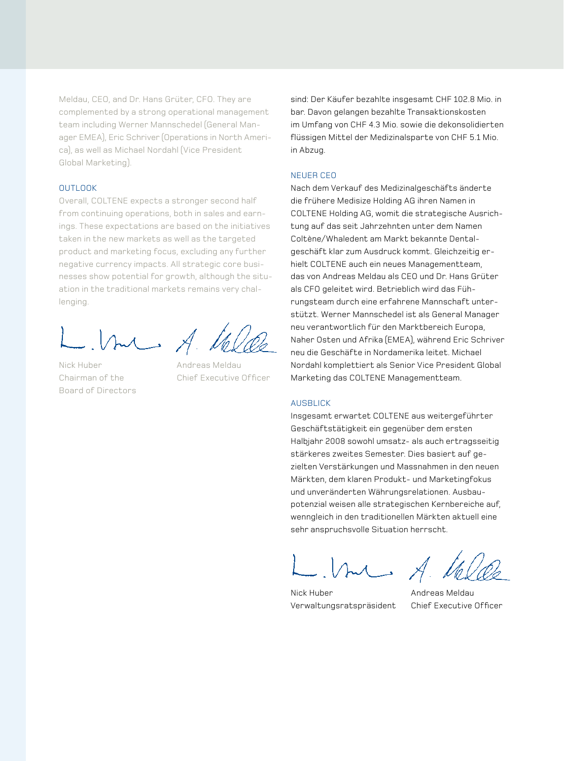Meldau, CEO, and Dr. Hans Grüter, CFO. They are complemented by a strong operational management team including Werner Mannschedel (General Manager EMEA), Eric Schriver (Operations in North America), as well as Michael Nordahl (Vice President Global Marketing).

## OUTLOOK

Overall, COLTENE expects a stronger second half from continuing operations, both in sales and earnings. These expectations are based on the initiatives taken in the new markets as well as the targeted product and marketing focus, excluding any further negative currency impacts. All strategic core businesses show potential for growth, although the situation in the traditional markets remains very challenging.

Nick Huber
Chairman of the
Board of Directors

Andreas Meldau
Chief Executive Officer

sind: Der Käufer bezahlte insgesamt CHF 102.8 Mio. in bar. Davon gelangen bezahlte Transaktionskosten im Umfang von CHF 4.3 Mio. sowie die dekonsolidierten flüssigen Mittel der Medizinalsparte von CHF 5.1 Mio. in Abzug.

## NEUER CEO

Nach dem Verkauf des Medizinalgeschäfts änderte die frühere Medisize Holding AG ihren Namen in COLTENE Holding AG, womit die strategische Ausrichtung auf das seit Jahrzehnten unter dem Namen Coltène/Whaledent am Markt bekannte Dentalgeschäft klar zum Ausdruck kommt. Gleichzeitig erhielt COLTENE auch ein neues Managementteam, das von Andreas Meldau als CEO und Dr. Hans Grüter als CFO geleitet wird. Betrieblich wird das Führungsteam durch eine erfahrene Mannschaft unterstützt. Werner Mannschedel ist als General Manager neu verantwortlich für den Marktbereich Europa, Naher Osten und Afrika (EMEA), während Eric Schriver neu die Geschäfte in Nordamerika leitet. Michael Nordahl komplettiert als Senior Vice President Global Marketing das COLTENE Managementteam.

## AUSBLICK

Insgesamt erwartet COLTENE aus weitergeführter Geschäftstätigkeit ein gegenüber dem ersten Halbjahr 2008 sowohl umsatz- als auch ertragsseitig stärkeres zweites Semester. Dies basiert auf gezielten Verstärkungen und Massnahmen in den neuen Märkten, dem klaren Produkt- und Marketingfokus und unveränderten Währungsrelationen. Ausbaupotenzial weisen alle strategischen Kernbereiche auf, wenngleich in den traditionellen Märkten aktuell eine sehr anspruchsvolle Situation herrscht.

Nick Huber
Verwaltungsratspräsident

Andreas Meldau
Chief Executive Officer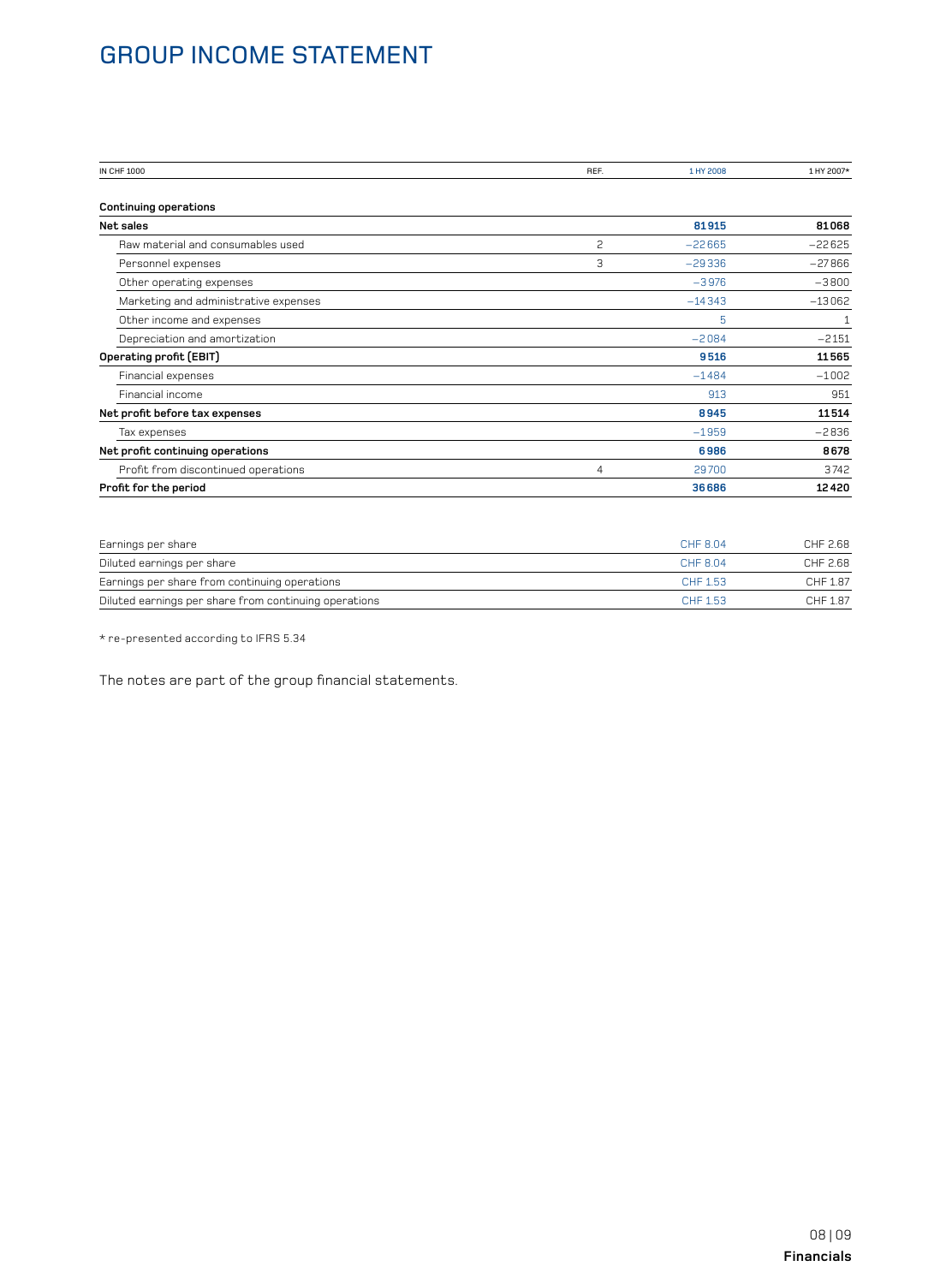# GROUP INCOME STATEMENT

| IN CHF 1000 | REF. | 1 HY 2008 | 1 HY 2007* |
|---|---|---|---|
| **Continuing operations** | | | |
| **Net sales** | | **81915** | **81068** |
| Raw material and consumables used | 2 | −22665 | −22625 |
| Personnel expenses | 3 | −29336 | −27866 |
| Other operating expenses | | −3976 | −3800 |
| Marketing and administrative expenses | | −14343 | −13062 |
| Other income and expenses | | 5 | 1 |
| Depreciation and amortization | | −2084 | −2151 |
| **Operating profit (EBIT)** | | **9516** | **11565** |
| Financial expenses | | −1484 | −1002 |
| Financial income | | 913 | 951 |
| **Net profit before tax expenses** | | **8945** | **11514** |
| Tax expenses | | −1959 | −2836 |
| **Net profit continuing operations** | | **6986** | **8678** |
| Profit from discontinued operations | 4 | 29700 | 3742 |
| **Profit for the period** | | **36686** | **12420** |

| | | |
|---|---|---|
| Earnings per share | CHF 8.04 | CHF 2.68 |
| Diluted earnings per share | CHF 8.04 | CHF 2.68 |
| Earnings per share from continuing operations | CHF 1.53 | CHF 1.87 |
| Diluted earnings per share from continuing operations | CHF 1.53 | CHF 1.87 |

* re-presented according to IFRS 5.34

The notes are part of the group financial statements.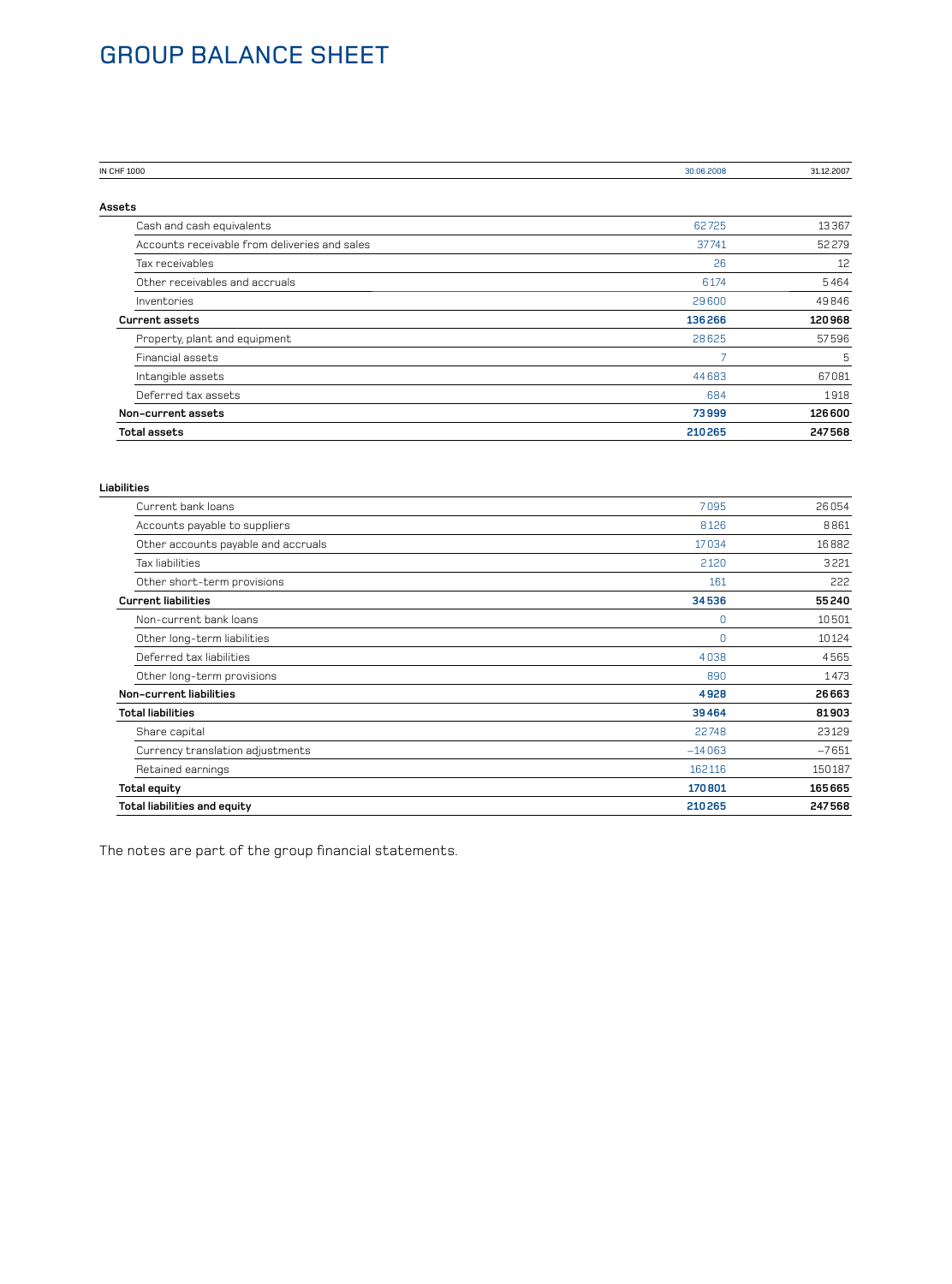# GROUP BALANCE SHEET

| IN CHF 1000 | 30.06.2008 | 31.12.2007 |
|---|---|---|
| **Assets** | | |
| Cash and cash equivalents | 62725 | 13367 |
| Accounts receivable from deliveries and sales | 37741 | 52279 |
| Tax receivables | 26 | 12 |
| Other receivables and accruals | 6174 | 5464 |
| Inventories | 29600 | 49846 |
| **Current assets** | **136266** | **120968** |
| Property, plant and equipment | 28625 | 57596 |
| Financial assets | 7 | 5 |
| Intangible assets | 44683 | 67081 |
| Deferred tax assets | 684 | 1918 |
| **Non-current assets** | **73999** | **126600** |
| **Total assets** | **210265** | **247568** |
| | | |
| **Liabilities** | | |
| Current bank loans | 7095 | 26054 |
| Accounts payable to suppliers | 8126 | 8861 |
| Other accounts payable and accruals | 17034 | 16882 |
| Tax liabilities | 2120 | 3221 |
| Other short-term provisions | 161 | 222 |
| **Current liabilities** | **34536** | **55240** |
| Non-current bank loans | 0 | 10501 |
| Other long-term liabilities | 0 | 10124 |
| Deferred tax liabilities | 4038 | 4565 |
| Other long-term provisions | 890 | 1473 |
| **Non-current liabilities** | **4928** | **26663** |
| **Total liabilities** | **39464** | **81903** |
| Share capital | 22748 | 23129 |
| Currency translation adjustments | −14063 | −7651 |
| Retained earnings | 162116 | 150187 |
| **Total equity** | **170801** | **165665** |
| **Total liabilities and equity** | **210265** | **247568** |

The notes are part of the group financial statements.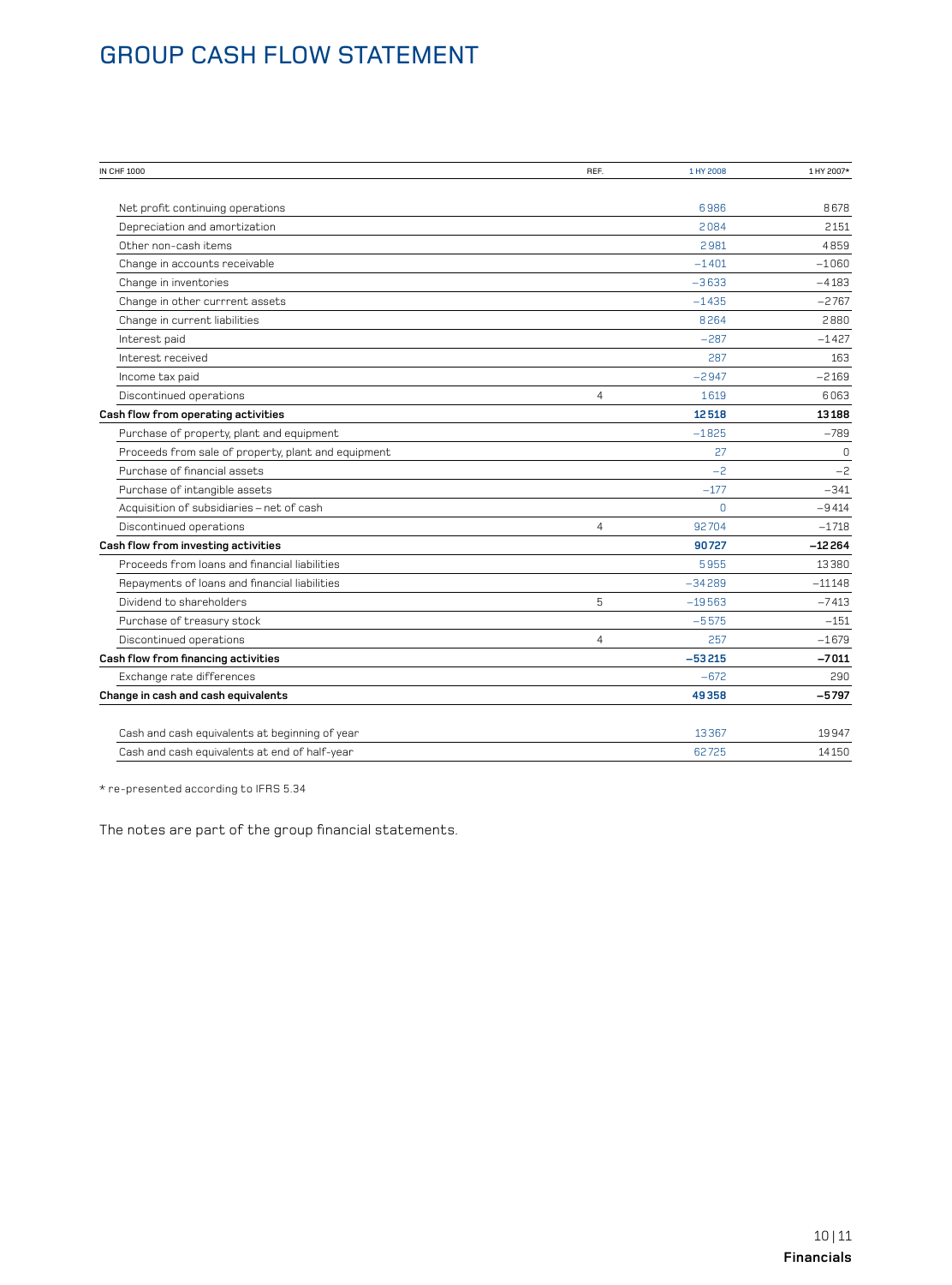# GROUP CASH FLOW STATEMENT

| IN CHF 1000 | REF. | 1 HY 2008 | 1 HY 2007* |
|---|---|---|---|
| Net profit continuing operations | | 6986 | 8678 |
| Depreciation and amortization | | 2084 | 2151 |
| Other non-cash items | | 2981 | 4859 |
| Change in accounts receivable | | −1401 | −1060 |
| Change in inventories | | −3633 | −4183 |
| Change in other currrent assets | | −1435 | −2767 |
| Change in current liabilities | | 8264 | 2880 |
| Interest paid | | −287 | −1427 |
| Interest received | | 287 | 163 |
| Income tax paid | | −2947 | −2169 |
| Discontinued operations | 4 | 1619 | 6063 |
| **Cash flow from operating activities** | | **12518** | **13188** |
| Purchase of property, plant and equipment | | −1825 | −789 |
| Proceeds from sale of property, plant and equipment | | 27 | 0 |
| Purchase of financial assets | | −2 | −2 |
| Purchase of intangible assets | | −177 | −341 |
| Acquisition of subsidiaries – net of cash | | 0 | −9414 |
| Discontinued operations | 4 | 92704 | −1718 |
| **Cash flow from investing activities** | | **90727** | **−12264** |
| Proceeds from loans and financial liabilities | | 5955 | 13380 |
| Repayments of loans and financial liabilities | | −34289 | −11148 |
| Dividend to shareholders | 5 | −19563 | −7413 |
| Purchase of treasury stock | | −5575 | −151 |
| Discontinued operations | 4 | 257 | −1679 |
| **Cash flow from financing activities** | | **−53215** | **−7011** |
| Exchange rate differences | | −672 | 290 |
| **Change in cash and cash equivalents** | | **49358** | **−5797** |
| | | | |
| Cash and cash equivalents at beginning of year | | 13367 | 19947 |
| Cash and cash equivalents at end of half-year | | 62725 | 14150 |

* re-presented according to IFRS 5.34

The notes are part of the group financial statements.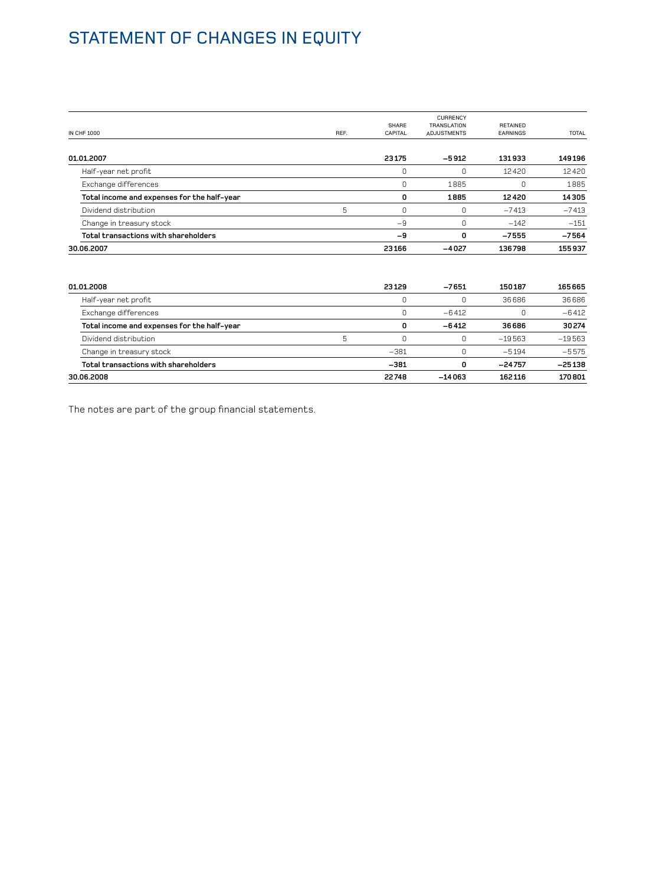# STATEMENT OF CHANGES IN EQUITY

| IN CHF 1000 | REF. | SHARE CAPITAL | CURRENCY TRANSLATION ADJUSTMENTS | RETAINED EARNINGS | TOTAL |
|---|---|---|---|---|---|
| **01.01.2007** | | **23175** | **–5912** | **131933** | **149196** |
| Half-year net profit | | 0 | 0 | 12420 | 12420 |
| Exchange differences | | 0 | 1885 | 0 | 1885 |
| **Total income and expenses for the half-year** | | **0** | **1885** | **12420** | **14305** |
| Dividend distribution | 5 | 0 | 0 | –7413 | –7413 |
| Change in treasury stock | | –9 | 0 | –142 | –151 |
| **Total transactions with shareholders** | | **–9** | **0** | **–7555** | **–7564** |
| **30.06.2007** | | **23166** | **–4027** | **136798** | **155937** |
| | | | | | |
| **01.01.2008** | | **23129** | **–7651** | **150187** | **165665** |
| Half-year net profit | | 0 | 0 | 36686 | 36686 |
| Exchange differences | | 0 | –6412 | 0 | –6412 |
| **Total income and expenses for the half-year** | | **0** | **–6412** | **36686** | **30274** |
| Dividend distribution | 5 | 0 | 0 | –19563 | –19563 |
| Change in treasury stock | | –381 | 0 | –5194 | –5575 |
| **Total transactions with shareholders** | | **–381** | **0** | **–24757** | **–25138** |
| **30.06.2008** | | **22748** | **–14063** | **162116** | **170801** |

The notes are part of the group financial statements.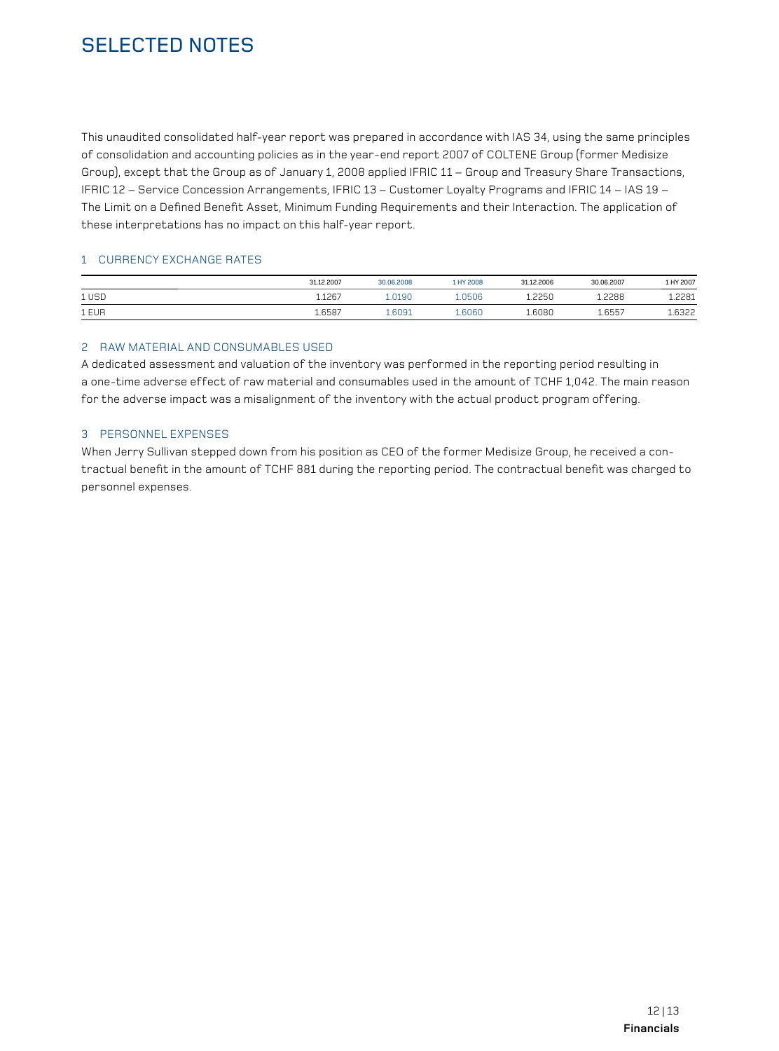# SELECTED NOTES

This unaudited consolidated half-year report was prepared in accordance with IAS 34, using the same principles of consolidation and accounting policies as in the year-end report 2007 of COLTENE Group (former Medisize Group), except that the Group as of January 1, 2008 applied IFRIC 11 – Group and Treasury Share Transactions, IFRIC 12 – Service Concession Arrangements, IFRIC 13 – Customer Loyalty Programs and IFRIC 14 – IAS 19 – The Limit on a Defined Benefit Asset, Minimum Funding Requirements and their Interaction. The application of these interpretations has no impact on this half-year report.

## 1 CURRENCY EXCHANGE RATES

| | 31.12.2007 | 30.06.2008 | 1 HY 2008 | 31.12.2006 | 30.06.2007 | 1 HY 2007 |
|---|---|---|---|---|---|---|
| 1 USD | 1.1267 | 1.0190 | 1.0506 | 1.2250 | 1.2288 | 1.2281 |
| 1 EUR | 1.6587 | 1.6091 | 1.6060 | 1.6080 | 1.6557 | 1.6322 |

## 2 RAW MATERIAL AND CONSUMABLES USED

A dedicated assessment and valuation of the inventory was performed in the reporting period resulting in a one-time adverse effect of raw material and consumables used in the amount of TCHF 1,042. The main reason for the adverse impact was a misalignment of the inventory with the actual product program offering.

## 3 PERSONNEL EXPENSES

When Jerry Sullivan stepped down from his position as CEO of the former Medisize Group, he received a contractual benefit in the amount of TCHF 881 during the reporting period. The contractual benefit was charged to personnel expenses.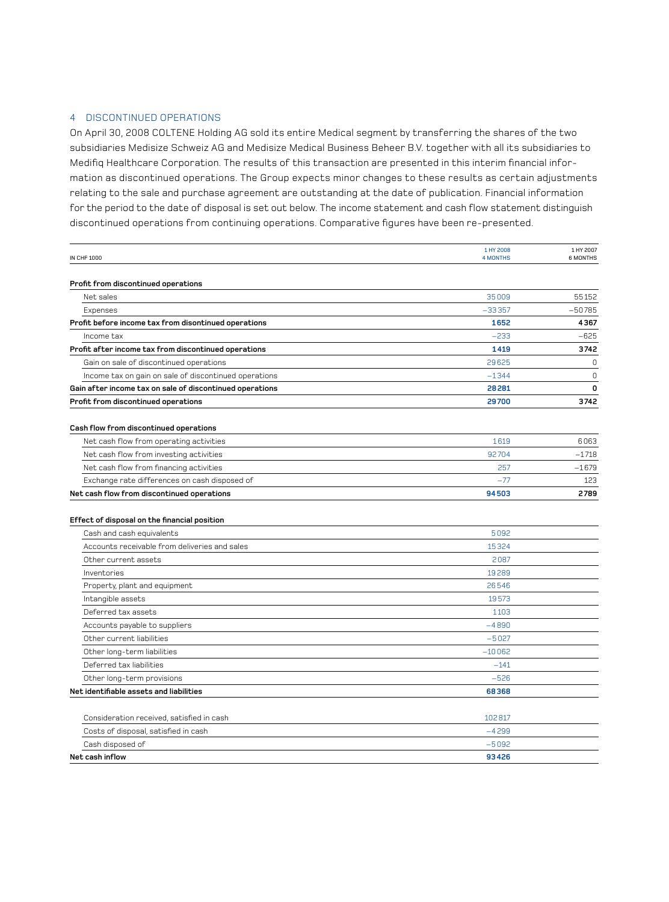## 4 DISCONTINUED OPERATIONS

On April 30, 2008 COLTENE Holding AG sold its entire Medical segment by transferring the shares of the two subsidiaries Medisize Schweiz AG and Medisize Medical Business Beheer B.V. together with all its subsidiaries to Medifiq Healthcare Corporation. The results of this transaction are presented in this interim financial information as discontinued operations. The Group expects minor changes to these results as certain adjustments relating to the sale and purchase agreement are outstanding at the date of publication. Financial information for the period to the date of disposal is set out below. The income statement and cash flow statement distinguish discontinued operations from continuing operations. Comparative figures have been re-presented.

| IN CHF 1000 | 1 HY 2008 4 MONTHS | 1 HY 2007 6 MONTHS |
|---|---|---|
| **Profit from discontinued operations** | | |
| Net sales | 35009 | 55152 |
| Expenses | −33357 | −50785 |
| **Profit before income tax from disontinued operations** | **1652** | **4367** |
| Income tax | −233 | −625 |
| **Profit after income tax from discontinued operations** | **1419** | **3742** |
| Gain on sale of discontinued operations | 29625 | 0 |
| Income tax on gain on sale of discontinued operations | −1344 | 0 |
| **Gain after income tax on sale of discontinued operations** | **28281** | **0** |
| **Profit from discontinued operations** | **29700** | **3742** |
| | | |
| **Cash flow from discontinued operations** | | |
| Net cash flow from operating activities | 1619 | 6063 |
| Net cash flow from investing activities | 92704 | −1718 |
| Net cash flow from financing activities | 257 | −1679 |
| Exchange rate differences on cash disposed of | −77 | 123 |
| **Net cash flow from discontinued operations** | **94503** | **2789** |
| | | |
| **Effect of disposal on the financial position** | | |
| Cash and cash equivalents | 5092 | |
| Accounts receivable from deliveries and sales | 15324 | |
| Other current assets | 2087 | |
| Inventories | 19289 | |
| Property, plant and equipment | 26546 | |
| Intangible assets | 19573 | |
| Deferred tax assets | 1103 | |
| Accounts payable to suppliers | −4890 | |
| Other current liabilities | −5027 | |
| Other long-term liabilities | −10062 | |
| Deferred tax liabilities | −141 | |
| Other long-term provisions | −526 | |
| **Net identifiable assets and liabilities** | **68368** | |
| | | |
| Consideration received, satisfied in cash | 102817 | |
| Costs of disposal, satisfied in cash | −4299 | |
| Cash disposed of | −5092 | |
| **Net cash inflow** | **93426** | |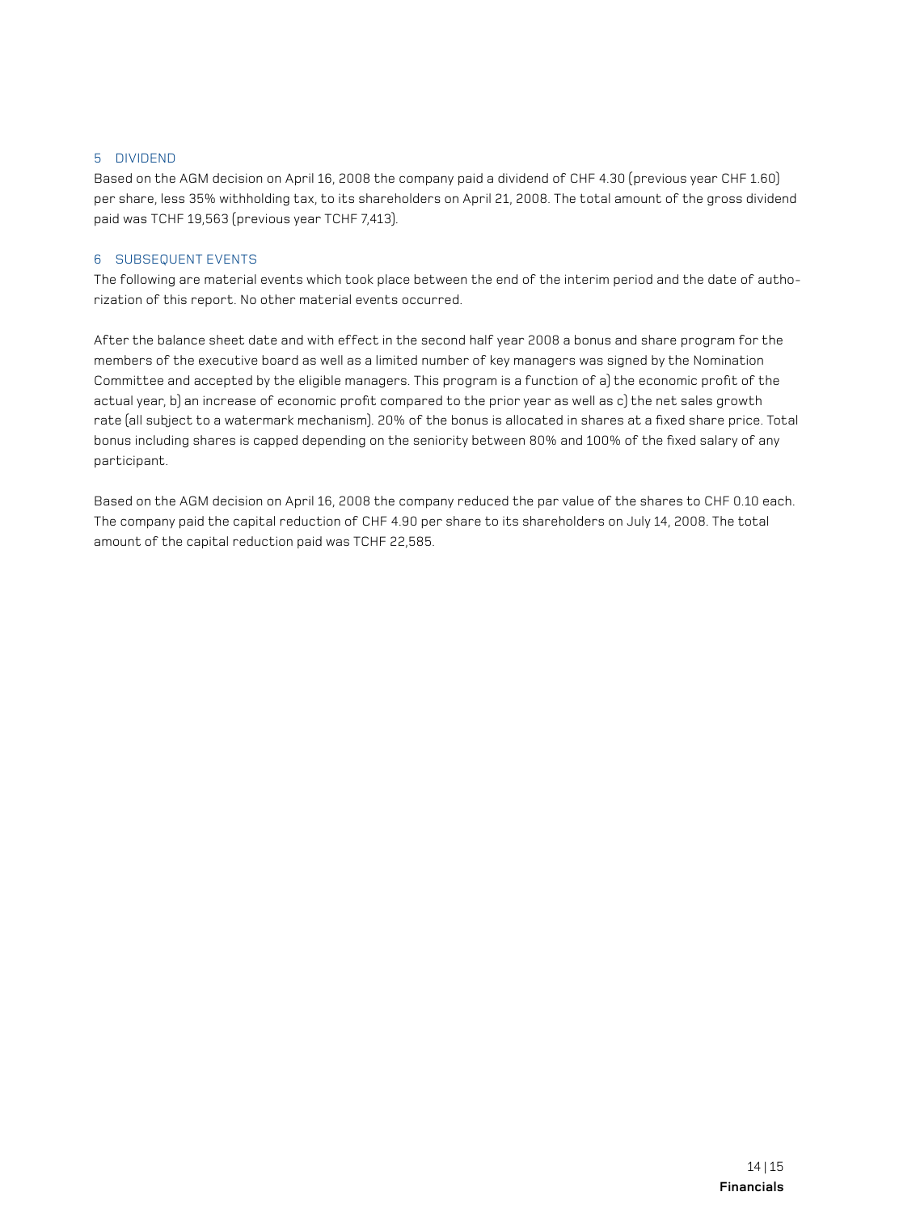## 5 DIVIDEND

Based on the AGM decision on April 16, 2008 the company paid a dividend of CHF 4.30 (previous year CHF 1.60) per share, less 35% withholding tax, to its shareholders on April 21, 2008. The total amount of the gross dividend paid was TCHF 19,563 (previous year TCHF 7,413).

## 6 SUBSEQUENT EVENTS

The following are material events which took place between the end of the interim period and the date of authorization of this report. No other material events occurred.

After the balance sheet date and with effect in the second half year 2008 a bonus and share program for the members of the executive board as well as a limited number of key managers was signed by the Nomination Committee and accepted by the eligible managers. This program is a function of a) the economic profit of the actual year, b) an increase of economic profit compared to the prior year as well as c) the net sales growth rate (all subject to a watermark mechanism). 20% of the bonus is allocated in shares at a fixed share price. Total bonus including shares is capped depending on the seniority between 80% and 100% of the fixed salary of any participant.

Based on the AGM decision on April 16, 2008 the company reduced the par value of the shares to CHF 0.10 each. The company paid the capital reduction of CHF 4.90 per share to its shareholders on July 14, 2008. The total amount of the capital reduction paid was TCHF 22,585.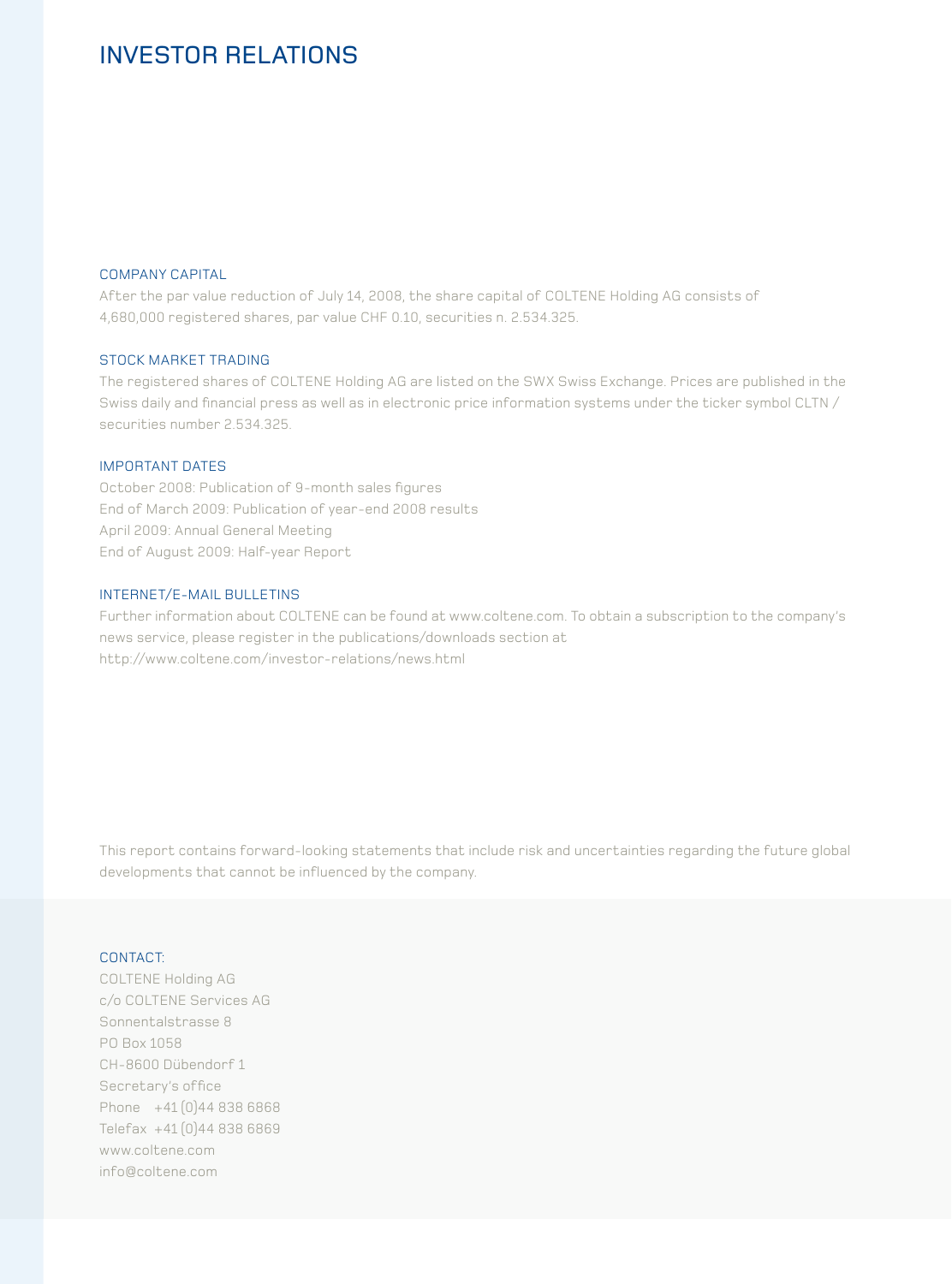# INVESTOR RELATIONS

## COMPANY CAPITAL

After the par value reduction of July 14, 2008, the share capital of COLTENE Holding AG consists of 4,680,000 registered shares, par value CHF 0.10, securities n. 2.534.325.

## STOCK MARKET TRADING

The registered shares of COLTENE Holding AG are listed on the SWX Swiss Exchange. Prices are published in the Swiss daily and financial press as well as in electronic price information systems under the ticker symbol CLTN / securities number 2.534.325.

## IMPORTANT DATES

October 2008: Publication of 9-month sales figures
End of March 2009: Publication of year-end 2008 results
April 2009: Annual General Meeting
End of August 2009: Half-year Report

## INTERNET/E-MAIL BULLETINS

Further information about COLTENE can be found at www.coltene.com. To obtain a subscription to the company's news service, please register in the publications/downloads section at http://www.coltene.com/investor-relations/news.html

This report contains forward-looking statements that include risk and uncertainties regarding the future global developments that cannot be influenced by the company.

## CONTACT:

COLTENE Holding AG
c/o COLTENE Services AG
Sonnentalstrasse 8
PO Box 1058
CH-8600 Dübendorf 1
Secretary's office
Phone +41 (0)44 838 6868
Telefax +41 (0)44 838 6869
www.coltene.com
info@coltene.com